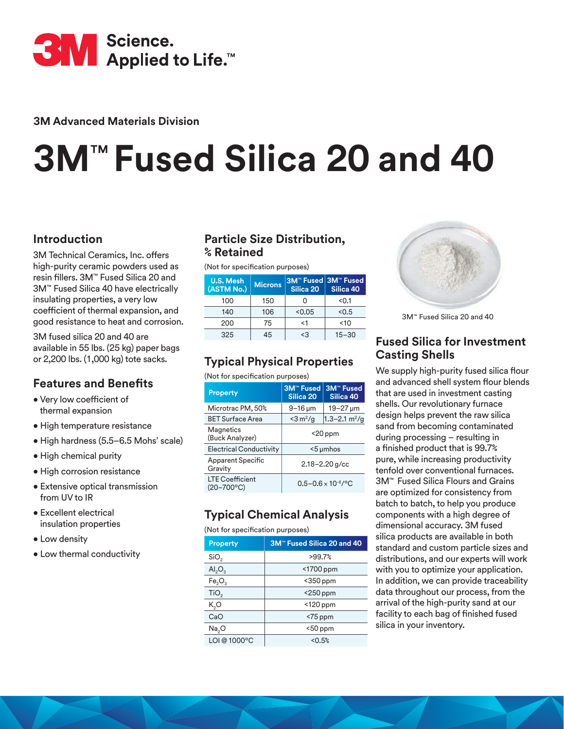3M Science. Applied to Life.™

**3M Advanced Materials Division**

# 3M™ Fused Silica 20 and 40

## Introduction

3M Technical Ceramics, Inc. offers high-purity ceramic powders used as resin fillers. 3M™ Fused Silica 20 and 3M™ Fused Silica 40 have electrically insulating properties, a very low coefficient of thermal expansion, and good resistance to heat and corrosion.

3M fused silica 20 and 40 are available in 55 lbs. (25 kg) paper bags or 2,200 lbs. (1,000 kg) tote sacks.

## Features and Benefits

- Very low coefficient of thermal expansion
- High temperature resistance
- High hardness (5.5–6.5 Mohs' scale)
- High chemical purity
- High corrosion resistance
- Extensive optical transmission from UV to IR
- Excellent electrical insulation properties
- Low density
- Low thermal conductivity

## Particle Size Distribution, % Retained

(Not for specification purposes)

| U.S. Mesh (ASTM No.) | Microns | 3M™ Fused Silica 20 | 3M™ Fused Silica 40 |
|---|---|---|---|
| 100 | 150 | 0 | <0.1 |
| 140 | 106 | <0.05 | <0.5 |
| 200 | 75 | <1 | <10 |
| 325 | 45 | <3 | 15–30 |

## Typical Physical Properties

(Not for specification purposes)

| Property | 3M™ Fused Silica 20 | 3M™ Fused Silica 40 |
|---|---|---|
| Microtrac PM, 50% | 9–16 µm | 19–27 µm |
| BET Surface Area | <3 $m^2/g$ | 1.3–2.1 $m^2/g$ |
| Magnetics (Buck Analyzer) | <20 ppm | |
| Electrical Conductivity | <5 µmhos | |
| Apparent Specific Gravity | 2.18–2.20 g/cc | |
| LTE Coefficient (20–700°C) | 0.5–0.6 × $10^{-6}$/°C | |

## Typical Chemical Analysis

(Not for specification purposes)

| Property | 3M™ Fused Silica 20 and 40 |
|---|---|
| $SiO_2$ | >99.7% |
| $Al_2O_3$ | <1700 ppm |
| $Fe_2O_3$ | <350 ppm |
| $TiO_2$ | <250 ppm |
| $K_2O$ | <120 ppm |
| CaO | <75 ppm |
| $Na_2O$ | <50 ppm |
| LOI @ 1000°C | <0.5% |

3M™ Fused Silica 20 and 40

## Fused Silica for Investment Casting Shells

We supply high-purity fused silica flour and advanced shell system flour blends that are used in investment casting shells. Our revolutionary furnace design helps prevent the raw silica sand from becoming contaminated during processing – resulting in a finished product that is 99.7% pure, while increasing productivity tenfold over conventional furnaces. 3M™ Fused Silica Flours and Grains are optimized for consistency from batch to batch, to help you produce components with a high degree of dimensional accuracy. 3M fused silica products are available in both standard and custom particle sizes and distributions, and our experts will work with you to optimize your application. In addition, we can provide traceability data throughout our process, from the arrival of the high-purity sand at our facility to each bag of finished fused silica in your inventory.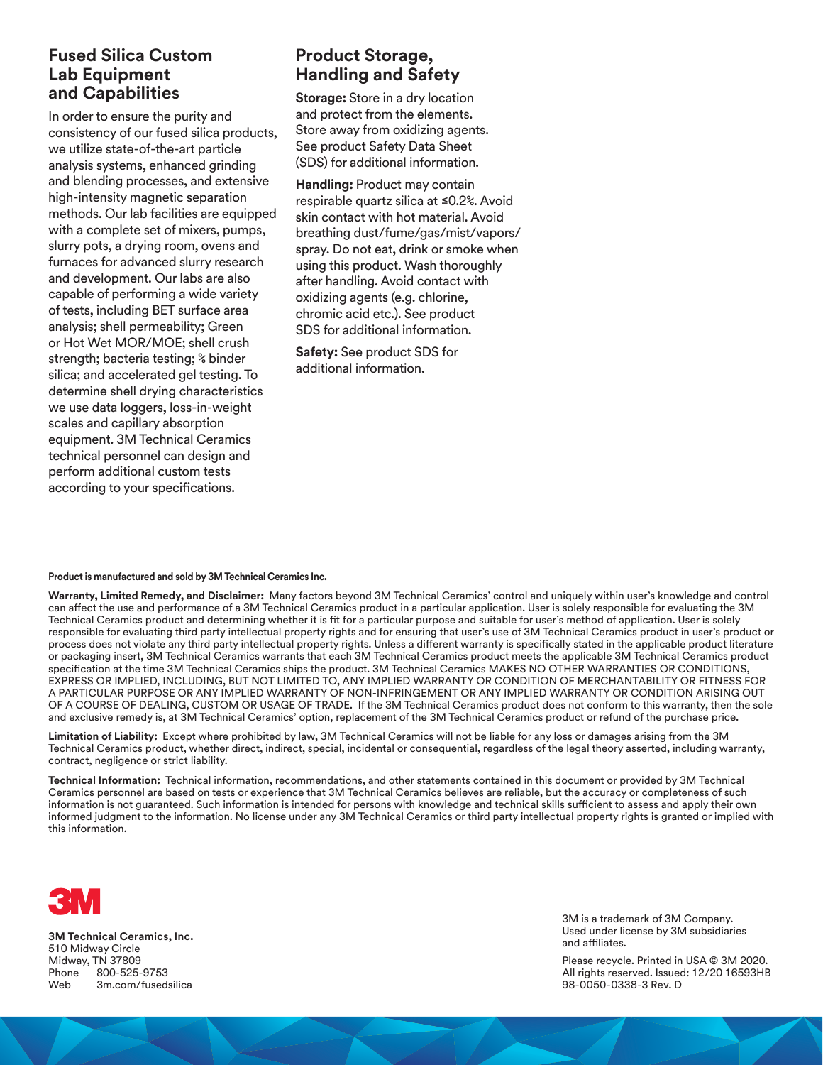## Fused Silica Custom Lab Equipment and Capabilities

In order to ensure the purity and consistency of our fused silica products, we utilize state-of-the-art particle analysis systems, enhanced grinding and blending processes, and extensive high-intensity magnetic separation methods. Our lab facilities are equipped with a complete set of mixers, pumps, slurry pots, a drying room, ovens and furnaces for advanced slurry research and development. Our labs are also capable of performing a wide variety of tests, including BET surface area analysis; shell permeability; Green or Hot Wet MOR/MOE; shell crush strength; bacteria testing; % binder silica; and accelerated gel testing. To determine shell drying characteristics we use data loggers, loss-in-weight scales and capillary absorption equipment. 3M Technical Ceramics technical personnel can design and perform additional custom tests according to your specifications.

## Product Storage, Handling and Safety

**Storage:** Store in a dry location and protect from the elements. Store away from oxidizing agents. See product Safety Data Sheet (SDS) for additional information.

**Handling:** Product may contain respirable quartz silica at ≤0.2%. Avoid skin contact with hot material. Avoid breathing dust/fume/gas/mist/vapors/spray. Do not eat, drink or smoke when using this product. Wash thoroughly after handling. Avoid contact with oxidizing agents (e.g. chlorine, chromic acid etc.). See product SDS for additional information.

**Safety:** See product SDS for additional information.

**Product is manufactured and sold by 3M Technical Ceramics Inc.**

**Warranty, Limited Remedy, and Disclaimer:** Many factors beyond 3M Technical Ceramics' control and uniquely within user's knowledge and control can affect the use and performance of a 3M Technical Ceramics product in a particular application. User is solely responsible for evaluating the 3M Technical Ceramics product and determining whether it is fit for a particular purpose and suitable for user's method of application. User is solely responsible for evaluating third party intellectual property rights and for ensuring that user's use of 3M Technical Ceramics product in user's product or process does not violate any third party intellectual property rights. Unless a different warranty is specifically stated in the applicable product literature or packaging insert, 3M Technical Ceramics warrants that each 3M Technical Ceramics product meets the applicable 3M Technical Ceramics product specification at the time 3M Technical Ceramics ships the product. 3M Technical Ceramics MAKES NO OTHER WARRANTIES OR CONDITIONS, EXPRESS OR IMPLIED, INCLUDING, BUT NOT LIMITED TO, ANY IMPLIED WARRANTY OR CONDITION OF MERCHANTABILITY OR FITNESS FOR A PARTICULAR PURPOSE OR ANY IMPLIED WARRANTY OF NON-INFRINGEMENT OR ANY IMPLIED WARRANTY OR CONDITION ARISING OUT OF A COURSE OF DEALING, CUSTOM OR USAGE OF TRADE. If the 3M Technical Ceramics product does not conform to this warranty, then the sole and exclusive remedy is, at 3M Technical Ceramics' option, replacement of the 3M Technical Ceramics product or refund of the purchase price.

**Limitation of Liability:** Except where prohibited by law, 3M Technical Ceramics will not be liable for any loss or damages arising from the 3M Technical Ceramics product, whether direct, indirect, special, incidental or consequential, regardless of the legal theory asserted, including warranty, contract, negligence or strict liability.

**Technical Information:** Technical information, recommendations, and other statements contained in this document or provided by 3M Technical Ceramics personnel are based on tests or experience that 3M Technical Ceramics believes are reliable, but the accuracy or completeness of such information is not guaranteed. Such information is intended for persons with knowledge and technical skills sufficient to assess and apply their own informed judgment to the information. No license under any 3M Technical Ceramics or third party intellectual property rights is granted or implied with this information.

3M

**3M Technical Ceramics, Inc.**
510 Midway Circle
Midway, TN 37809
Phone 800-525-9753
Web 3m.com/fusedsilica

3M is a trademark of 3M Company. Used under license by 3M subsidiaries and affiliates.

Please recycle. Printed in USA © 3M 2020. All rights reserved. Issued: 12/20 16593HB
98-0050-0338-3 Rev. D